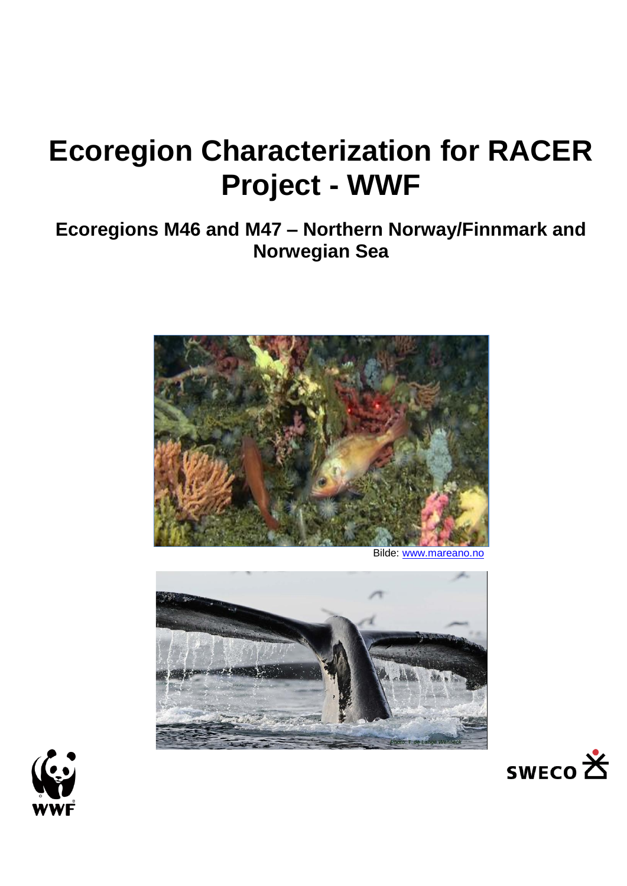# Ecoregion Characterization for RACER Project - WWF

## Ecoregions M46 and M47 – Northern Norway/Finnmark and Norwegian Sea

Bilde: www.mareano.no

Photo: T. de Lange Wenneck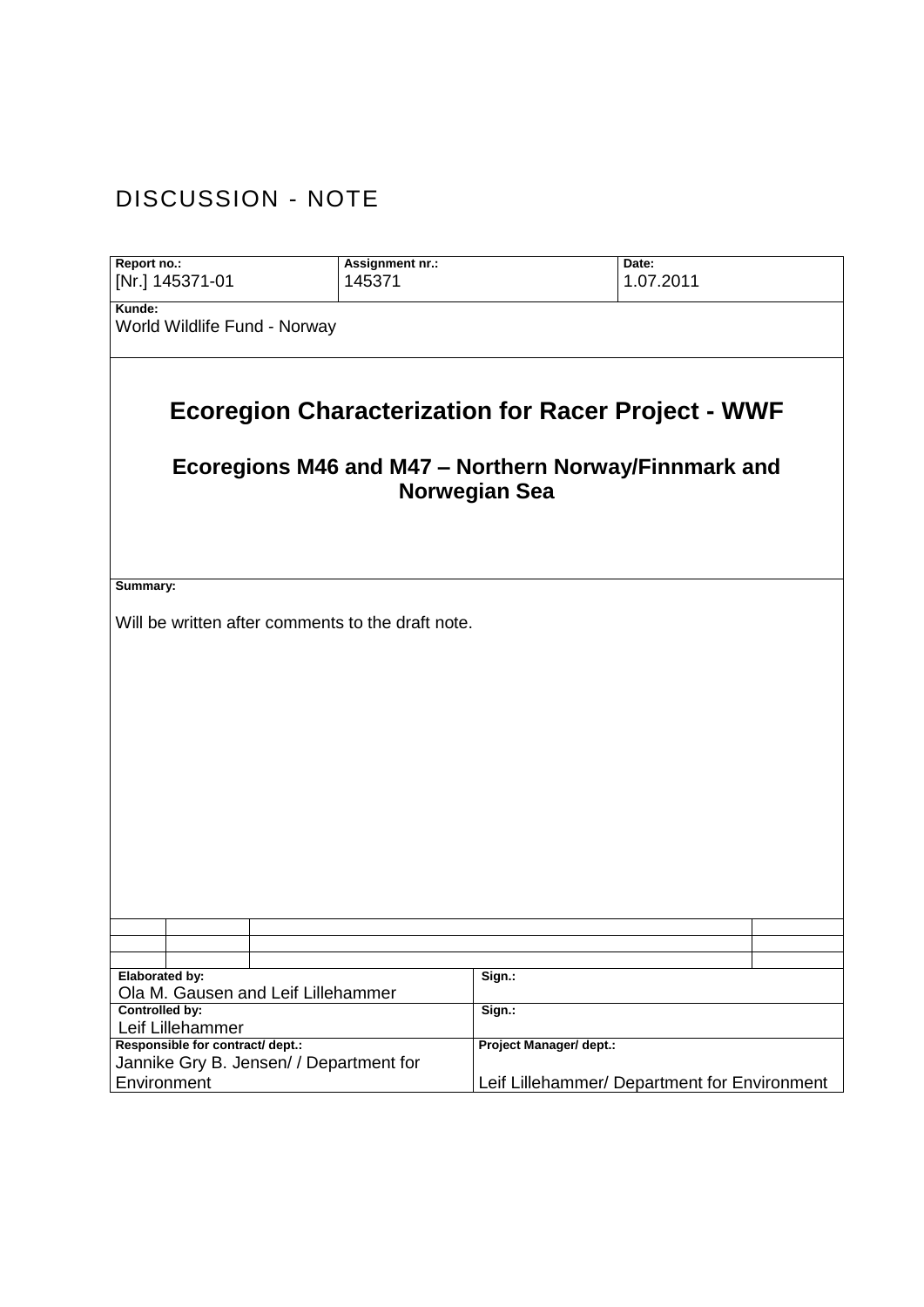# DISCUSSION - NOTE

| Report no.: | Assignment nr.: | Date: |
| --- | --- | --- |
| [Nr.] 145371-01 | 145371 | 1.07.2011 |

**Kunde:**
World Wildlife Fund - Norway

## Ecoregion Characterization for Racer Project - WWF

### Ecoregions M46 and M47 – Northern Norway/Finnmark and Norwegian Sea

**Summary:**

Will be written after comments to the draft note.

| | | | |
| --- | --- | --- | --- |
| | | | |
| | | | |
| | | | |

| | |
| --- | --- |
| **Elaborated by:** Ola M. Gausen and Leif Lillehammer | **Sign.:** |
| **Controlled by:** Leif Lillehammer | **Sign.:** |
| **Responsible for contract/ dept.:** Jannike Gry B. Jensen/ / Department for Environment | **Project Manager/ dept.:** Leif Lillehammer/ Department for Environment |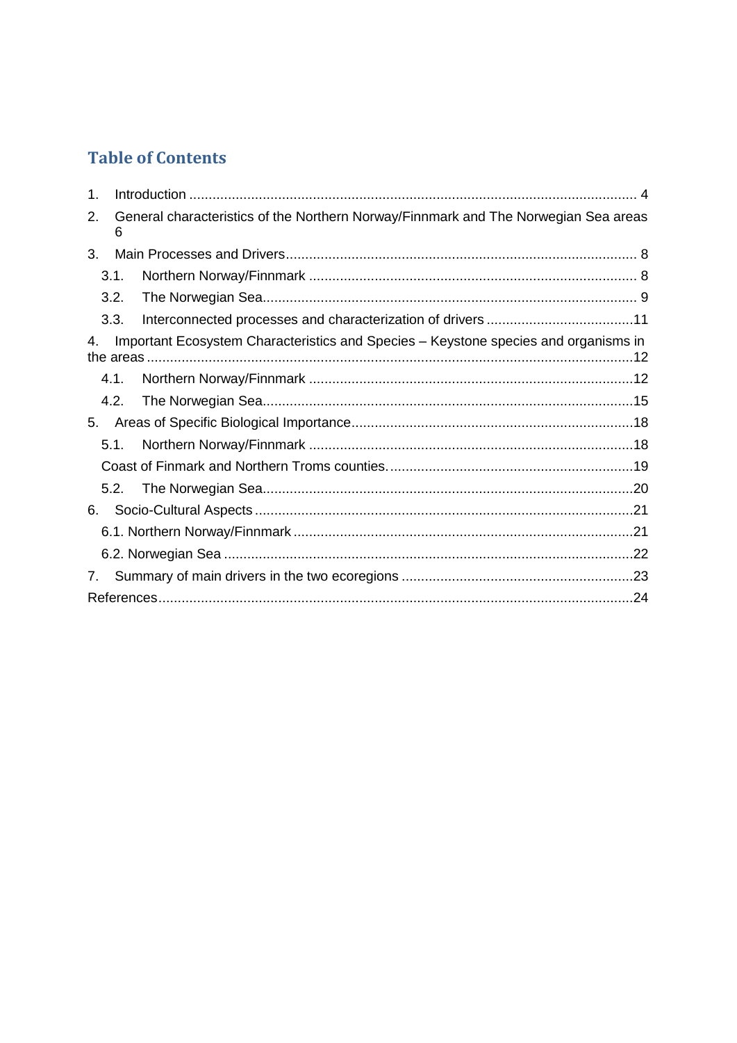## Table of Contents

1. Introduction .......... 4
2. General characteristics of the Northern Norway/Finnmark and The Norwegian Sea areas 6
3. Main Processes and Drivers .......... 8
   - 3.1. Northern Norway/Finnmark .......... 8
   - 3.2. The Norwegian Sea .......... 9
   - 3.3. Interconnected processes and characterization of drivers .......... 11
4. Important Ecosystem Characteristics and Species – Keystone species and organisms in the areas .......... 12
   - 4.1. Northern Norway/Finnmark .......... 12
   - 4.2. The Norwegian Sea .......... 15
5. Areas of Specific Biological Importance .......... 18
   - 5.1. Northern Norway/Finnmark .......... 18
   - Coast of Finnmark and Northern Troms counties. .......... 19
   - 5.2. The Norwegian Sea .......... 20
6. Socio-Cultural Aspects .......... 21
   - 6.1. Northern Norway/Finnmark .......... 21
   - 6.2. Norwegian Sea .......... 22
7. Summary of main drivers in the two ecoregions .......... 23

References .......... 24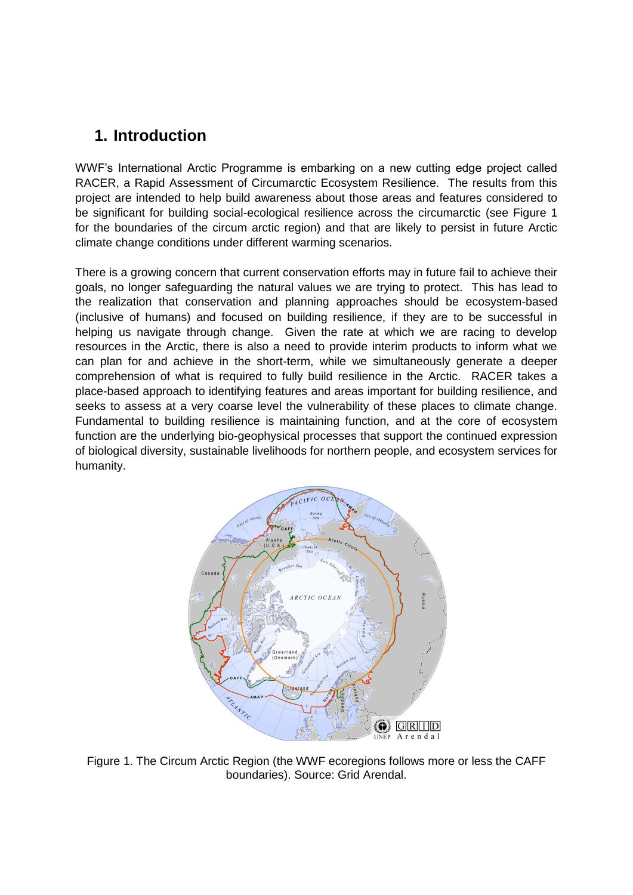# 1. Introduction

WWF's International Arctic Programme is embarking on a new cutting edge project called RACER, a Rapid Assessment of Circumarctic Ecosystem Resilience. The results from this project are intended to help build awareness about those areas and features considered to be significant for building social-ecological resilience across the circumarctic (see Figure 1 for the boundaries of the circum arctic region) and that are likely to persist in future Arctic climate change conditions under different warming scenarios.

There is a growing concern that current conservation efforts may in future fail to achieve their goals, no longer safeguarding the natural values we are trying to protect. This has lead to the realization that conservation and planning approaches should be ecosystem-based (inclusive of humans) and focused on building resilience, if they are to be successful in helping us navigate through change. Given the rate at which we are racing to develop resources in the Arctic, there is also a need to provide interim products to inform what we can plan for and achieve in the short-term, while we simultaneously generate a deeper comprehension of what is required to fully build resilience in the Arctic. RACER takes a place-based approach to identifying features and areas important for building resilience, and seeks to assess at a very coarse level the vulnerability of these places to climate change. Fundamental to building resilience is maintaining function, and at the core of ecosystem function are the underlying bio-geophysical processes that support the continued expression of biological diversity, sustainable livelihoods for northern people, and ecosystem services for humanity.

PACIFIC OCEAN
Bering Sea
Sea of Okhotsk
Gulf of Alaska
CAFF
AMAP
Alaska (U.S.A.)
Chukchi Sea
Arctic Circle
Beaufort Sea
East Siberian Sea
Laptev Sea
Canada
ARCTIC OCEAN
Russia
Hudson Bay
Kara Sea
Baffin Bay
Greenland (Denmark)
Greenland Sea
Barents Sea
CAFF
Norwegian Sea
Iceland
Finland
AMAP
Norway
Sweden
ATLANTIC
UNEP GRID Arendal

Figure 1. The Circum Arctic Region (the WWF ecoregions follows more or less the CAFF boundaries). Source: Grid Arendal.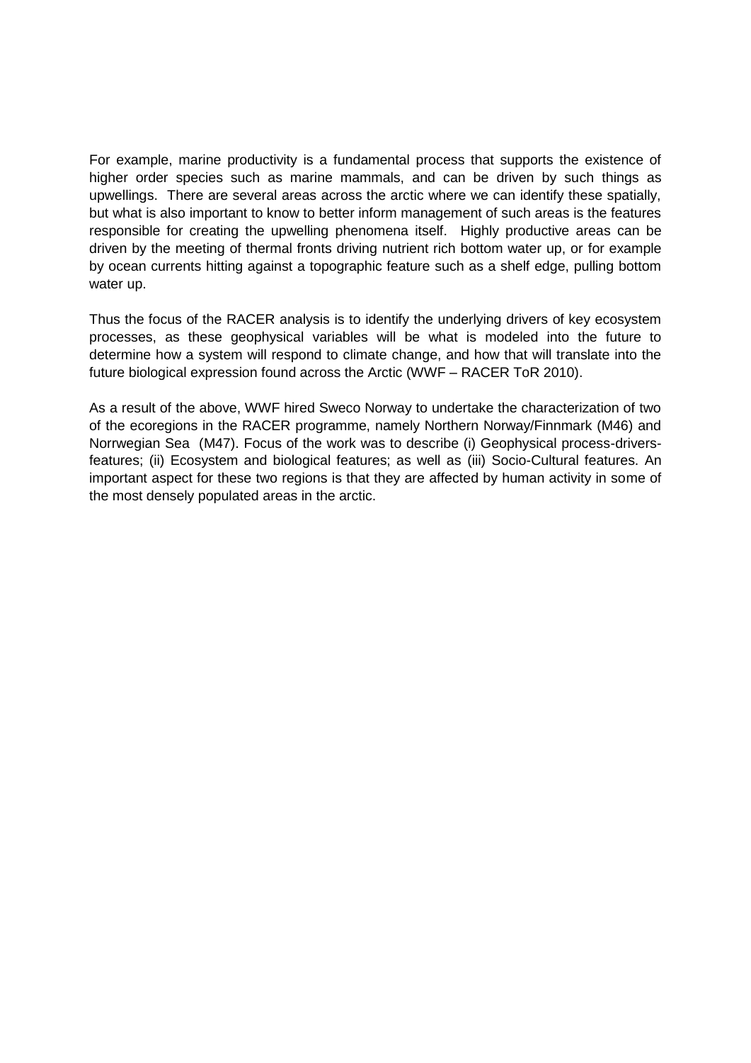For example, marine productivity is a fundamental process that supports the existence of higher order species such as marine mammals, and can be driven by such things as upwellings. There are several areas across the arctic where we can identify these spatially, but what is also important to know to better inform management of such areas is the features responsible for creating the upwelling phenomena itself. Highly productive areas can be driven by the meeting of thermal fronts driving nutrient rich bottom water up, or for example by ocean currents hitting against a topographic feature such as a shelf edge, pulling bottom water up.

Thus the focus of the RACER analysis is to identify the underlying drivers of key ecosystem processes, as these geophysical variables will be what is modeled into the future to determine how a system will respond to climate change, and how that will translate into the future biological expression found across the Arctic (WWF – RACER ToR 2010).

As a result of the above, WWF hired Sweco Norway to undertake the characterization of two of the ecoregions in the RACER programme, namely Northern Norway/Finnmark (M46) and Norrwegian Sea (M47). Focus of the work was to describe (i) Geophysical process-drivers-features; (ii) Ecosystem and biological features; as well as (iii) Socio-Cultural features. An important aspect for these two regions is that they are affected by human activity in some of the most densely populated areas in the arctic.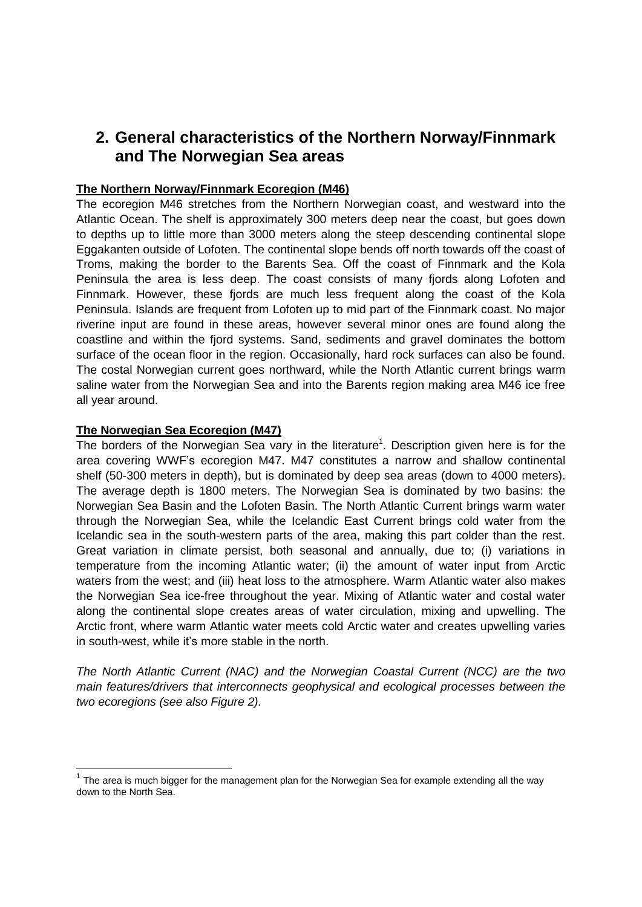## 2. General characteristics of the Northern Norway/Finnmark and The Norwegian Sea areas

**The Northern Norway/Finnmark Ecoregion (M46)**

The ecoregion M46 stretches from the Northern Norwegian coast, and westward into the Atlantic Ocean. The shelf is approximately 300 meters deep near the coast, but goes down to depths up to little more than 3000 meters along the steep descending continental slope Eggakanten outside of Lofoten. The continental slope bends off north towards off the coast of Troms, making the border to the Barents Sea. Off the coast of Finnmark and the Kola Peninsula the area is less deep. The coast consists of many fjords along Lofoten and Finnmark. However, these fjords are much less frequent along the coast of the Kola Peninsula. Islands are frequent from Lofoten up to mid part of the Finnmark coast. No major riverine input are found in these areas, however several minor ones are found along the coastline and within the fjord systems. Sand, sediments and gravel dominates the bottom surface of the ocean floor in the region. Occasionally, hard rock surfaces can also be found. The costal Norwegian current goes northward, while the North Atlantic current brings warm saline water from the Norwegian Sea and into the Barents region making area M46 ice free all year around.

**The Norwegian Sea Ecoregion (M47)**

The borders of the Norwegian Sea vary in the literature[1]. Description given here is for the area covering WWF's ecoregion M47. M47 constitutes a narrow and shallow continental shelf (50-300 meters in depth), but is dominated by deep sea areas (down to 4000 meters). The average depth is 1800 meters. The Norwegian Sea is dominated by two basins: the Norwegian Sea Basin and the Lofoten Basin. The North Atlantic Current brings warm water through the Norwegian Sea, while the Icelandic East Current brings cold water from the Icelandic sea in the south-western parts of the area, making this part colder than the rest. Great variation in climate persist, both seasonal and annually, due to; (i) variations in temperature from the incoming Atlantic water; (ii) the amount of water input from Arctic waters from the west; and (iii) heat loss to the atmosphere. Warm Atlantic water also makes the Norwegian Sea ice-free throughout the year. Mixing of Atlantic water and costal water along the continental slope creates areas of water circulation, mixing and upwelling. The Arctic front, where warm Atlantic water meets cold Arctic water and creates upwelling varies in south-west, while it's more stable in the north.

*The North Atlantic Current (NAC) and the Norwegian Coastal Current (NCC) are the two main features/drivers that interconnects geophysical and ecological processes between the two ecoregions (see also Figure 2).*

[1] The area is much bigger for the management plan for the Norwegian Sea for example extending all the way down to the North Sea.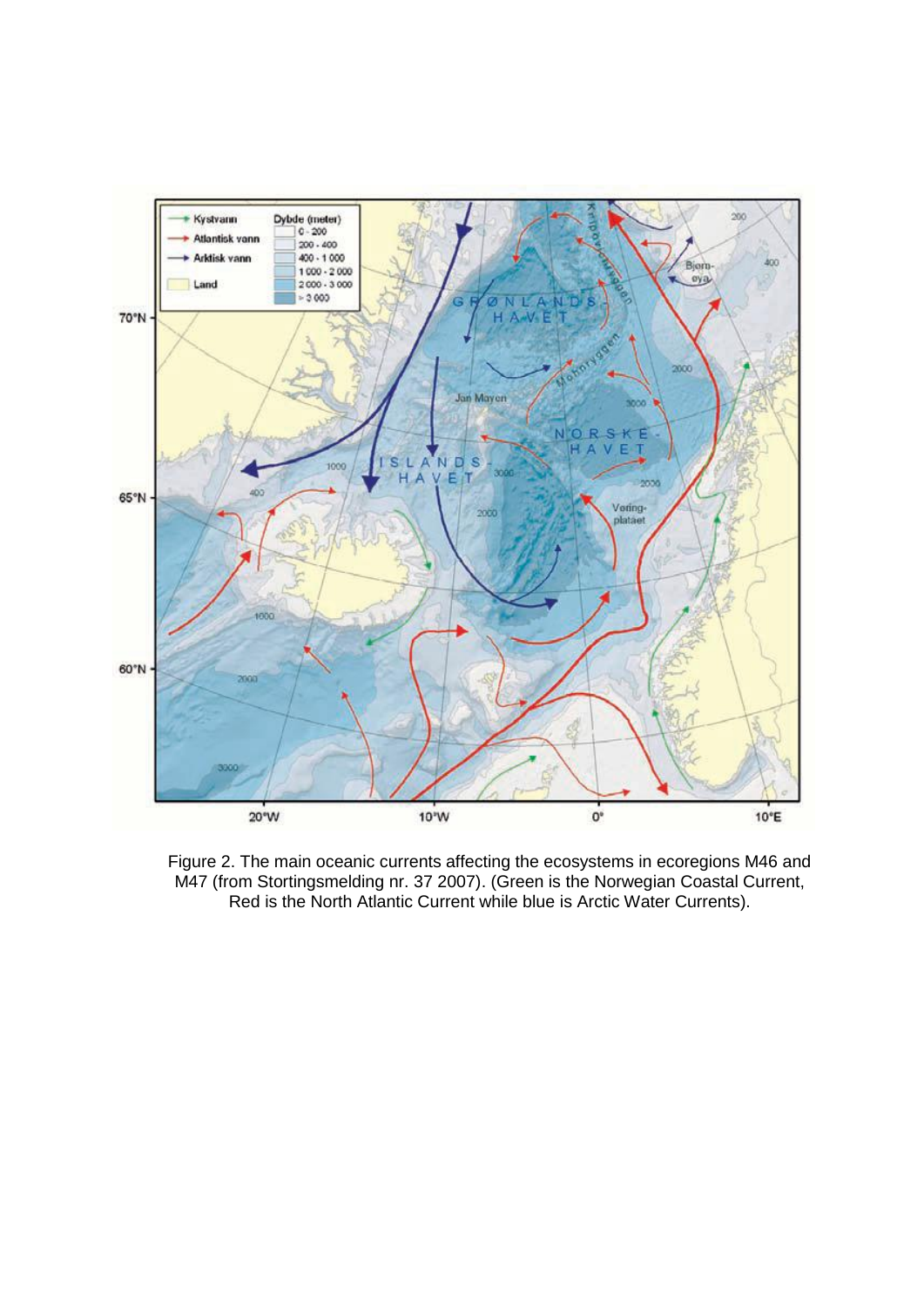Kystvann
Atlantisk vann
Arktisk vann
Land

Dybde (meter)
0 - 200
200 - 400
400 - 1 000
1 000 - 2 000
2 000 - 3 000
> 3 000

GRØNLANDSHAVET
ISLANDSHAVET
NORSKEHAVET
Jan Mayen
Mohnryggen
Knipovichryggen
Bjørnøya
Vøringplatået

70°N
65°N
60°N
20°W
10°W
0°
10°E

Figure 2. The main oceanic currents affecting the ecosystems in ecoregions M46 and M47 (from Stortingsmelding nr. 37 2007). (Green is the Norwegian Coastal Current, Red is the North Atlantic Current while blue is Arctic Water Currents).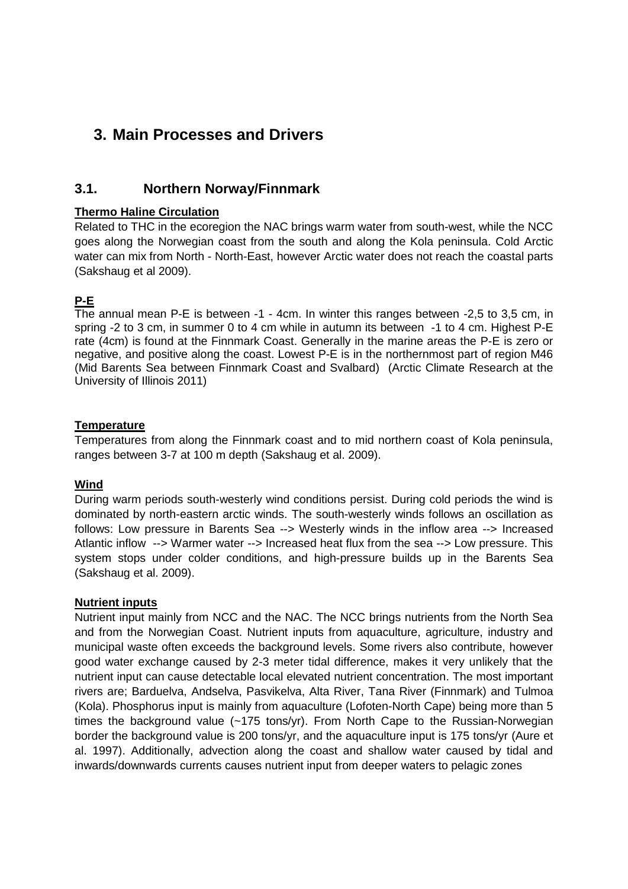# 3. Main Processes and Drivers

## 3.1. Northern Norway/Finnmark

**Thermo Haline Circulation**

Related to THC in the ecoregion the NAC brings warm water from south-west, while the NCC goes along the Norwegian coast from the south and along the Kola peninsula. Cold Arctic water can mix from North - North-East, however Arctic water does not reach the coastal parts (Sakshaug et al 2009).

**P-E**

The annual mean P-E is between -1 - 4cm. In winter this ranges between -2,5 to 3,5 cm, in spring -2 to 3 cm, in summer 0 to 4 cm while in autumn its between -1 to 4 cm. Highest P-E rate (4cm) is found at the Finnmark Coast. Generally in the marine areas the P-E is zero or negative, and positive along the coast. Lowest P-E is in the northernmost part of region M46 (Mid Barents Sea between Finnmark Coast and Svalbard) (Arctic Climate Research at the University of Illinois 2011)

**Temperature**

Temperatures from along the Finnmark coast and to mid northern coast of Kola peninsula, ranges between 3-7 at 100 m depth (Sakshaug et al. 2009).

**Wind**

During warm periods south-westerly wind conditions persist. During cold periods the wind is dominated by north-eastern arctic winds. The south-westerly winds follows an oscillation as follows: Low pressure in Barents Sea --> Westerly winds in the inflow area --> Increased Atlantic inflow --> Warmer water --> Increased heat flux from the sea --> Low pressure. This system stops under colder conditions, and high-pressure builds up in the Barents Sea (Sakshaug et al. 2009).

**Nutrient inputs**

Nutrient input mainly from NCC and the NAC. The NCC brings nutrients from the North Sea and from the Norwegian Coast. Nutrient inputs from aquaculture, agriculture, industry and municipal waste often exceeds the background levels. Some rivers also contribute, however good water exchange caused by 2-3 meter tidal difference, makes it very unlikely that the nutrient input can cause detectable local elevated nutrient concentration. The most important rivers are; Barduelva, Andselva, Pasvikelva, Alta River, Tana River (Finnmark) and Tulmoa (Kola). Phosphorus input is mainly from aquaculture (Lofoten-North Cape) being more than 5 times the background value (~175 tons/yr). From North Cape to the Russian-Norwegian border the background value is 200 tons/yr, and the aquaculture input is 175 tons/yr (Aure et al. 1997). Additionally, advection along the coast and shallow water caused by tidal and inwards/downwards currents causes nutrient input from deeper waters to pelagic zones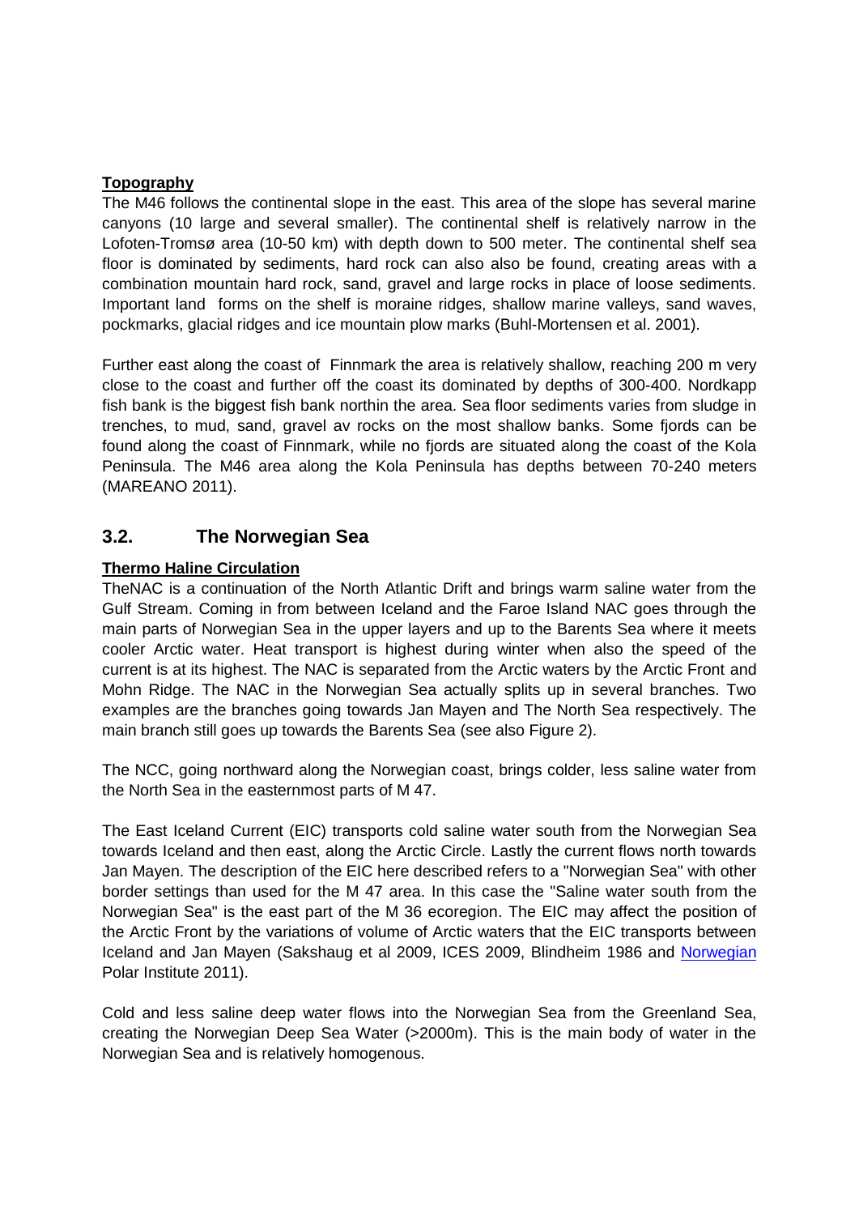**Topography**

The M46 follows the continental slope in the east. This area of the slope has several marine canyons (10 large and several smaller). The continental shelf is relatively narrow in the Lofoten-Tromsø area (10-50 km) with depth down to 500 meter. The continental shelf sea floor is dominated by sediments, hard rock can also also be found, creating areas with a combination mountain hard rock, sand, gravel and large rocks in place of loose sediments. Important land forms on the shelf is moraine ridges, shallow marine valleys, sand waves, pockmarks, glacial ridges and ice mountain plow marks (Buhl-Mortensen et al. 2001).

Further east along the coast of Finnmark the area is relatively shallow, reaching 200 m very close to the coast and further off the coast its dominated by depths of 300-400. Nordkapp fish bank is the biggest fish bank northin the area. Sea floor sediments varies from sludge in trenches, to mud, sand, gravel av rocks on the most shallow banks. Some fjords can be found along the coast of Finnmark, while no fjords are situated along the coast of the Kola Peninsula. The M46 area along the Kola Peninsula has depths between 70-240 meters (MAREANO 2011).

## 3.2. The Norwegian Sea

**Thermo Haline Circulation**

TheNAC is a continuation of the North Atlantic Drift and brings warm saline water from the Gulf Stream. Coming in from between Iceland and the Faroe Island NAC goes through the main parts of Norwegian Sea in the upper layers and up to the Barents Sea where it meets cooler Arctic water. Heat transport is highest during winter when also the speed of the current is at its highest. The NAC is separated from the Arctic waters by the Arctic Front and Mohn Ridge. The NAC in the Norwegian Sea actually splits up in several branches. Two examples are the branches going towards Jan Mayen and The North Sea respectively. The main branch still goes up towards the Barents Sea (see also Figure 2).

The NCC, going northward along the Norwegian coast, brings colder, less saline water from the North Sea in the easternmost parts of M 47.

The East Iceland Current (EIC) transports cold saline water south from the Norwegian Sea towards Iceland and then east, along the Arctic Circle. Lastly the current flows north towards Jan Mayen. The description of the EIC here described refers to a "Norwegian Sea" with other border settings than used for the M 47 area. In this case the "Saline water south from the Norwegian Sea" is the east part of the M 36 ecoregion. The EIC may affect the position of the Arctic Front by the variations of volume of Arctic waters that the EIC transports between Iceland and Jan Mayen (Sakshaug et al 2009, ICES 2009, Blindheim 1986 and Norwegian Polar Institute 2011).

Cold and less saline deep water flows into the Norwegian Sea from the Greenland Sea, creating the Norwegian Deep Sea Water (>2000m). This is the main body of water in the Norwegian Sea and is relatively homogenous.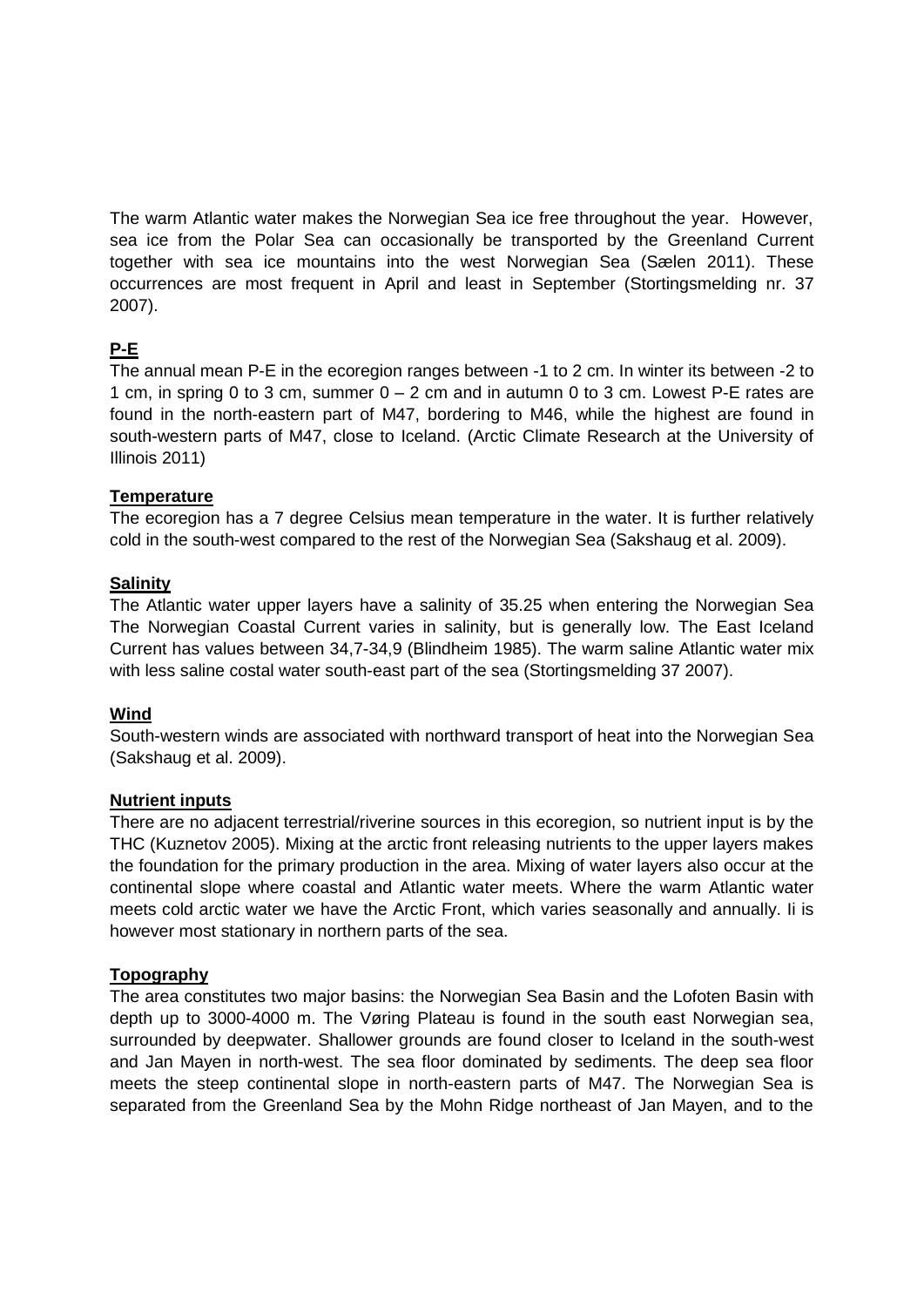The warm Atlantic water makes the Norwegian Sea ice free throughout the year. However, sea ice from the Polar Sea can occasionally be transported by the Greenland Current together with sea ice mountains into the west Norwegian Sea (Sælen 2011). These occurrences are most frequent in April and least in September (Stortingsmelding nr. 37 2007).

**P-E**

The annual mean P-E in the ecoregion ranges between -1 to 2 cm. In winter its between -2 to 1 cm, in spring 0 to 3 cm, summer 0 – 2 cm and in autumn 0 to 3 cm. Lowest P-E rates are found in the north-eastern part of M47, bordering to M46, while the highest are found in south-western parts of M47, close to Iceland. (Arctic Climate Research at the University of Illinois 2011)

**Temperature**

The ecoregion has a 7 degree Celsius mean temperature in the water. It is further relatively cold in the south-west compared to the rest of the Norwegian Sea (Sakshaug et al. 2009).

**Salinity**

The Atlantic water upper layers have a salinity of 35.25 when entering the Norwegian Sea The Norwegian Coastal Current varies in salinity, but is generally low. The East Iceland Current has values between 34,7-34,9 (Blindheim 1985). The warm saline Atlantic water mix with less saline costal water south-east part of the sea (Stortingsmelding 37 2007).

**Wind**

South-western winds are associated with northward transport of heat into the Norwegian Sea (Sakshaug et al. 2009).

**Nutrient inputs**

There are no adjacent terrestrial/riverine sources in this ecoregion, so nutrient input is by the THC (Kuznetov 2005). Mixing at the arctic front releasing nutrients to the upper layers makes the foundation for the primary production in the area. Mixing of water layers also occur at the continental slope where coastal and Atlantic water meets. Where the warm Atlantic water meets cold arctic water we have the Arctic Front, which varies seasonally and annually. Ii is however most stationary in northern parts of the sea.

**Topography**

The area constitutes two major basins: the Norwegian Sea Basin and the Lofoten Basin with depth up to 3000-4000 m. The Vøring Plateau is found in the south east Norwegian sea, surrounded by deepwater. Shallower grounds are found closer to Iceland in the south-west and Jan Mayen in north-west. The sea floor dominated by sediments. The deep sea floor meets the steep continental slope in north-eastern parts of M47. The Norwegian Sea is separated from the Greenland Sea by the Mohn Ridge northeast of Jan Mayen, and to the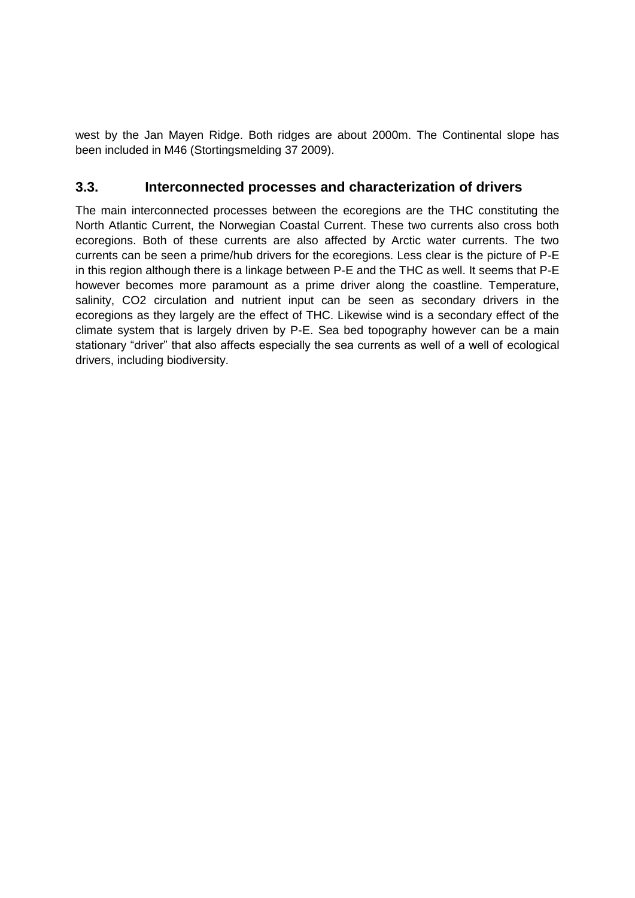west by the Jan Mayen Ridge. Both ridges are about 2000m. The Continental slope has been included in M46 (Stortingsmelding 37 2009).

## 3.3. Interconnected processes and characterization of drivers

The main interconnected processes between the ecoregions are the THC constituting the North Atlantic Current, the Norwegian Coastal Current. These two currents also cross both ecoregions. Both of these currents are also affected by Arctic water currents. The two currents can be seen a prime/hub drivers for the ecoregions. Less clear is the picture of P-E in this region although there is a linkage between P-E and the THC as well. It seems that P-E however becomes more paramount as a prime driver along the coastline. Temperature, salinity, CO2 circulation and nutrient input can be seen as secondary drivers in the ecoregions as they largely are the effect of THC. Likewise wind is a secondary effect of the climate system that is largely driven by P-E. Sea bed topography however can be a main stationary "driver" that also affects especially the sea currents as well of a well of ecological drivers, including biodiversity.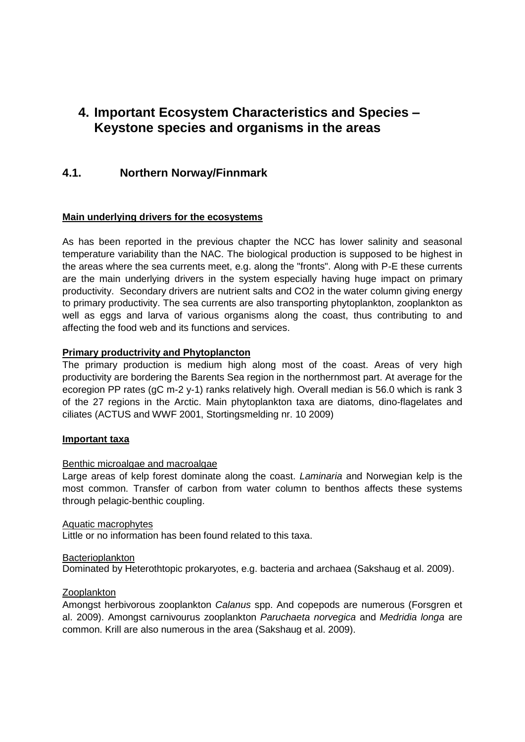# 4. Important Ecosystem Characteristics and Species – Keystone species and organisms in the areas

## 4.1. Northern Norway/Finnmark

**Main underlying drivers for the ecosystems**

As has been reported in the previous chapter the NCC has lower salinity and seasonal temperature variability than the NAC. The biological production is supposed to be highest in the areas where the sea currents meet, e.g. along the "fronts". Along with P-E these currents are the main underlying drivers in the system especially having huge impact on primary productivity. Secondary drivers are nutrient salts and CO2 in the water column giving energy to primary productivity. The sea currents are also transporting phytoplankton, zooplankton as well as eggs and larva of various organisms along the coast, thus contributing to and affecting the food web and its functions and services.

**Primary productrivity and Phytoplancton**

The primary production is medium high along most of the coast. Areas of very high productivity are bordering the Barents Sea region in the northernmost part. At average for the ecoregion PP rates (gC m-2 y-1) ranks relatively high. Overall median is 56.0 which is rank 3 of the 27 regions in the Arctic. Main phytoplankton taxa are diatoms, dino-flagelates and ciliates (ACTUS and WWF 2001, Stortingsmelding nr. 10 2009)

**Important taxa**

Benthic microalgae and macroalgae

Large areas of kelp forest dominate along the coast. *Laminaria* and Norwegian kelp is the most common. Transfer of carbon from water column to benthos affects these systems through pelagic-benthic coupling.

Aquatic macrophytes

Little or no information has been found related to this taxa.

Bacterioplankton

Dominated by Heterothtopic prokaryotes, e.g. bacteria and archaea (Sakshaug et al. 2009).

Zooplankton

Amongst herbivorous zooplankton *Calanus* spp. And copepods are numerous (Forsgren et al. 2009). Amongst carnivourus zooplankton *Paruchaeta norvegica* and *Medridia longa* are common. Krill are also numerous in the area (Sakshaug et al. 2009).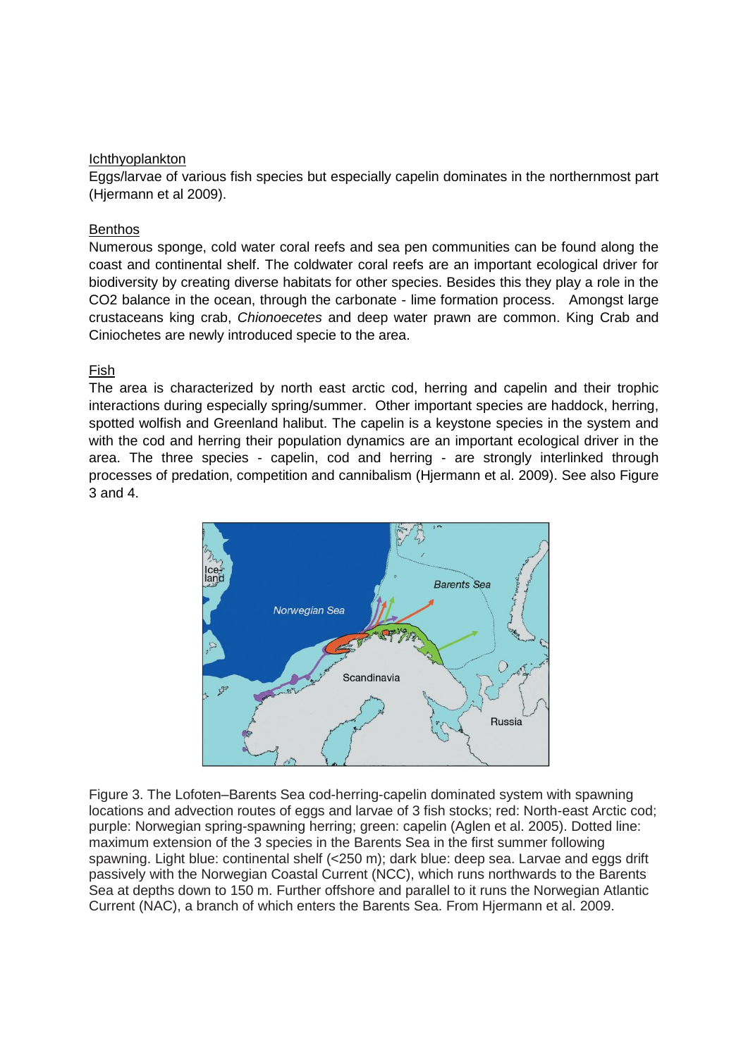Ichthyoplankton

Eggs/larvae of various fish species but especially capelin dominates in the northernmost part (Hjermann et al 2009).

Benthos

Numerous sponge, cold water coral reefs and sea pen communities can be found along the coast and continental shelf. The coldwater coral reefs are an important ecological driver for biodiversity by creating diverse habitats for other species. Besides this they play a role in the $CO_2$ balance in the ocean, through the carbonate - lime formation process. Amongst large crustaceans king crab, *Chionoecetes* and deep water prawn are common. King Crab and Ciniochetes are newly introduced specie to the area.

Fish

The area is characterized by north east arctic cod, herring and capelin and their trophic interactions during especially spring/summer. Other important species are haddock, herring, spotted wolfish and Greenland halibut. The capelin is a keystone species in the system and with the cod and herring their population dynamics are an important ecological driver in the area. The three species - capelin, cod and herring - are strongly interlinked through processes of predation, competition and cannibalism (Hjermann et al. 2009). See also Figure 3 and 4.

Ice-
land

Norwegian Sea

Barents Sea

Scandinavia

Russia

Figure 3. The Lofoten–Barents Sea cod-herring-capelin dominated system with spawning locations and advection routes of eggs and larvae of 3 fish stocks; red: North-east Arctic cod; purple: Norwegian spring-spawning herring; green: capelin (Aglen et al. 2005). Dotted line: maximum extension of the 3 species in the Barents Sea in the first summer following spawning. Light blue: continental shelf (<250 m); dark blue: deep sea. Larvae and eggs drift passively with the Norwegian Coastal Current (NCC), which runs northwards to the Barents Sea at depths down to 150 m. Further offshore and parallel to it runs the Norwegian Atlantic Current (NAC), a branch of which enters the Barents Sea. From Hjermann et al. 2009.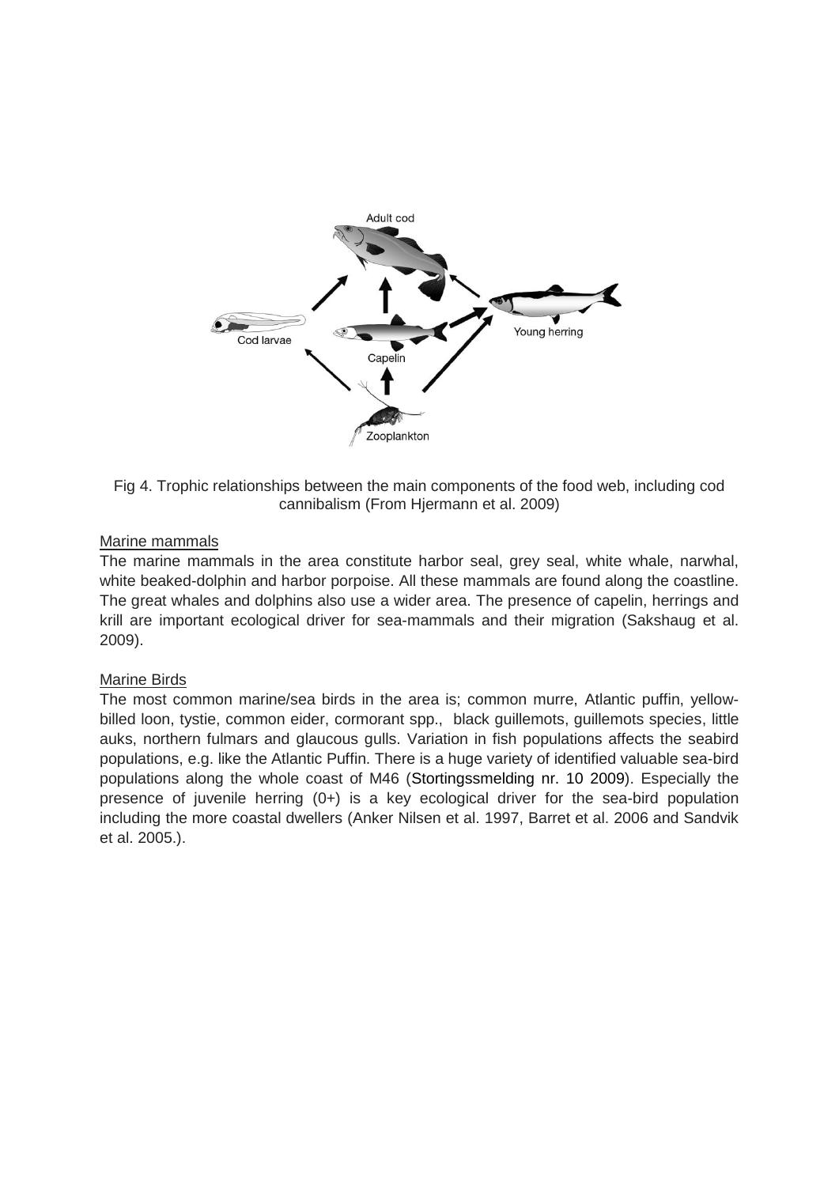Adult cod

Cod larvae

Capelin

Young herring

Zooplankton

Fig 4. Trophic relationships between the main components of the food web, including cod cannibalism (From Hjermann et al. 2009)

Marine mammals

The marine mammals in the area constitute harbor seal, grey seal, white whale, narwhal, white beaked-dolphin and harbor porpoise. All these mammals are found along the coastline. The great whales and dolphins also use a wider area. The presence of capelin, herrings and krill are important ecological driver for sea-mammals and their migration (Sakshaug et al. 2009).

Marine Birds

The most common marine/sea birds in the area is; common murre, Atlantic puffin, yellow-billed loon, tystie, common eider, cormorant spp., black guillemots, guillemots species, little auks, northern fulmars and glaucous gulls. Variation in fish populations affects the seabird populations, e.g. like the Atlantic Puffin. There is a huge variety of identified valuable sea-bird populations along the whole coast of M46 (Stortingssmelding nr. 10 2009). Especially the presence of juvenile herring (0+) is a key ecological driver for the sea-bird population including the more coastal dwellers (Anker Nilsen et al. 1997, Barret et al. 2006 and Sandvik et al. 2005.).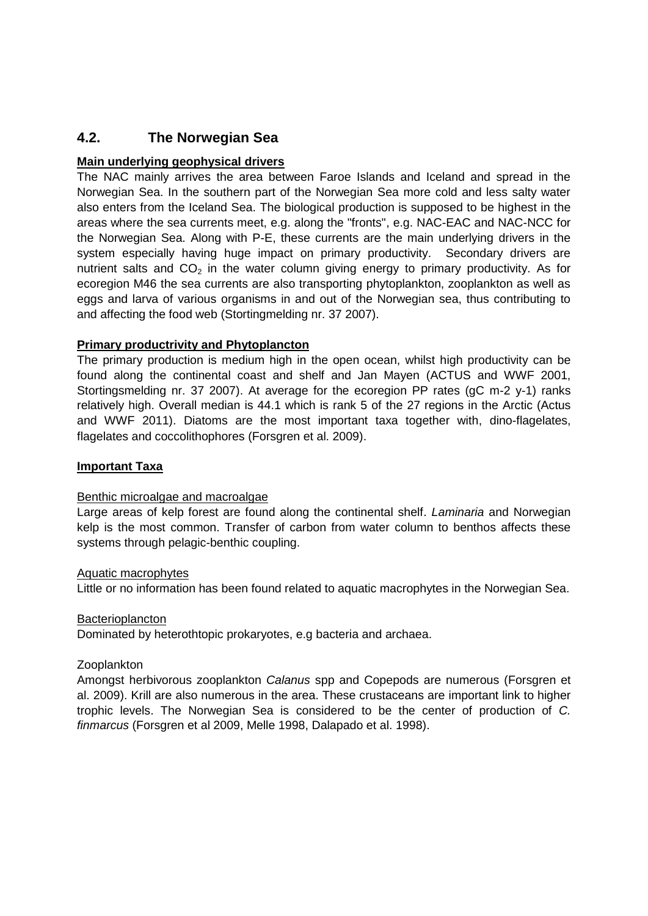## 4.2. The Norwegian Sea

**Main underlying geophysical drivers**

The NAC mainly arrives the area between Faroe Islands and Iceland and spread in the Norwegian Sea. In the southern part of the Norwegian Sea more cold and less salty water also enters from the Iceland Sea. The biological production is supposed to be highest in the areas where the sea currents meet, e.g. along the "fronts", e.g. NAC-EAC and NAC-NCC for the Norwegian Sea. Along with P-E, these currents are the main underlying drivers in the system especially having huge impact on primary productivity. Secondary drivers are nutrient salts and $CO_2$ in the water column giving energy to primary productivity. As for ecoregion M46 the sea currents are also transporting phytoplankton, zooplankton as well as eggs and larva of various organisms in and out of the Norwegian sea, thus contributing to and affecting the food web (Stortingmelding nr. 37 2007).

**Primary productrivity and Phytoplancton**

The primary production is medium high in the open ocean, whilst high productivity can be found along the continental coast and shelf and Jan Mayen (ACTUS and WWF 2001, Stortingsmelding nr. 37 2007). At average for the ecoregion PP rates (gC m-2 y-1) ranks relatively high. Overall median is 44.1 which is rank 5 of the 27 regions in the Arctic (Actus and WWF 2011). Diatoms are the most important taxa together with, dino-flagelates, flagelates and coccolithophores (Forsgren et al. 2009).

**Important Taxa**

Benthic microalgae and macroalgae

Large areas of kelp forest are found along the continental shelf. *Laminaria* and Norwegian kelp is the most common. Transfer of carbon from water column to benthos affects these systems through pelagic-benthic coupling.

Aquatic macrophytes

Little or no information has been found related to aquatic macrophytes in the Norwegian Sea.

Bacterioplancton

Dominated by heterothtopic prokaryotes, e.g bacteria and archaea.

Zooplankton

Amongst herbivorous zooplankton *Calanus* spp and Copepods are numerous (Forsgren et al. 2009). Krill are also numerous in the area. These crustaceans are important link to higher trophic levels. The Norwegian Sea is considered to be the center of production of *C. finmarcus* (Forsgren et al 2009, Melle 1998, Dalapado et al. 1998).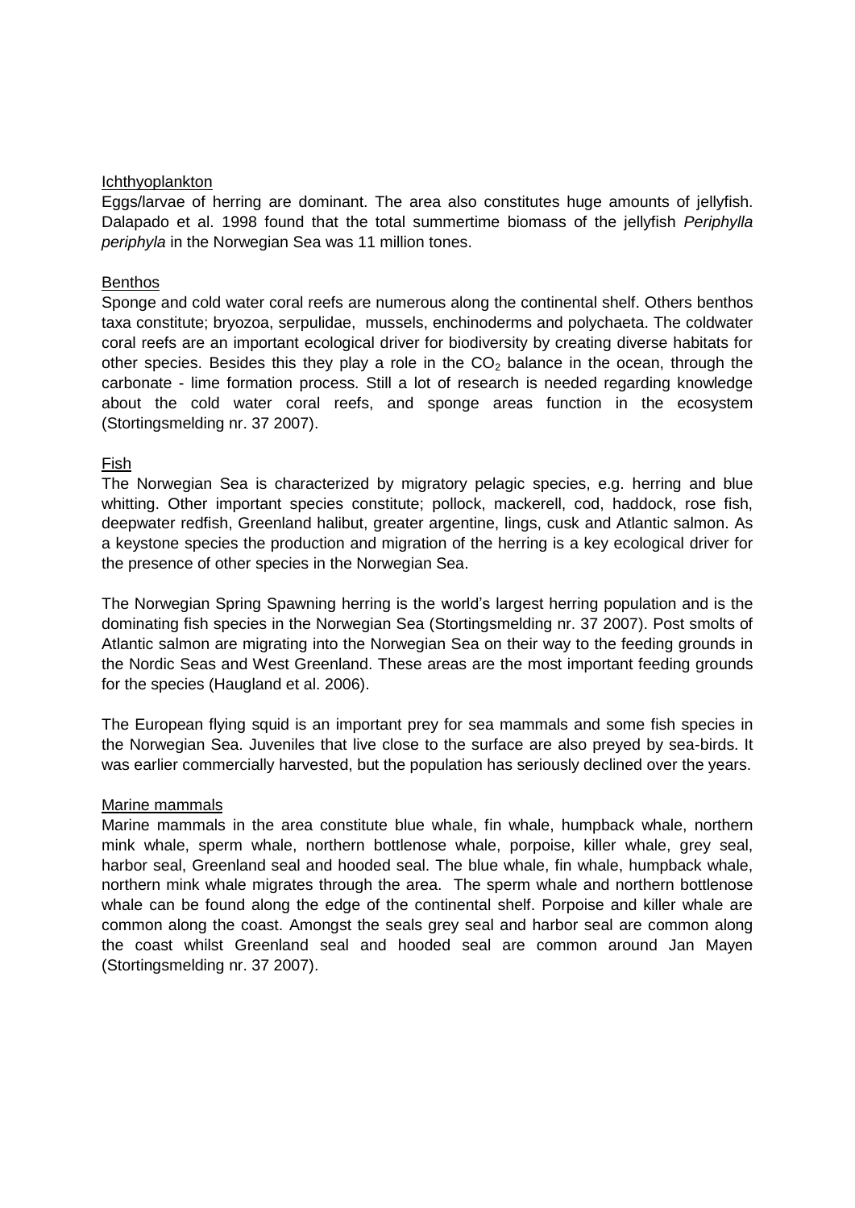Ichthyoplankton

Eggs/larvae of herring are dominant. The area also constitutes huge amounts of jellyfish. Dalapado et al. 1998 found that the total summertime biomass of the jellyfish *Periphylla periphyla* in the Norwegian Sea was 11 million tones.

Benthos

Sponge and cold water coral reefs are numerous along the continental shelf. Others benthos taxa constitute; bryozoa, serpulidae, mussels, enchinoderms and polychaeta. The coldwater coral reefs are an important ecological driver for biodiversity by creating diverse habitats for other species. Besides this they play a role in the $CO_2$ balance in the ocean, through the carbonate - lime formation process. Still a lot of research is needed regarding knowledge about the cold water coral reefs, and sponge areas function in the ecosystem (Stortingsmelding nr. 37 2007).

Fish

The Norwegian Sea is characterized by migratory pelagic species, e.g. herring and blue whitting. Other important species constitute; pollock, mackerell, cod, haddock, rose fish, deepwater redfish, Greenland halibut, greater argentine, lings, cusk and Atlantic salmon. As a keystone species the production and migration of the herring is a key ecological driver for the presence of other species in the Norwegian Sea.

The Norwegian Spring Spawning herring is the world's largest herring population and is the dominating fish species in the Norwegian Sea (Stortingsmelding nr. 37 2007). Post smolts of Atlantic salmon are migrating into the Norwegian Sea on their way to the feeding grounds in the Nordic Seas and West Greenland. These areas are the most important feeding grounds for the species (Haugland et al. 2006).

The European flying squid is an important prey for sea mammals and some fish species in the Norwegian Sea. Juveniles that live close to the surface are also preyed by sea-birds. It was earlier commercially harvested, but the population has seriously declined over the years.

Marine mammals

Marine mammals in the area constitute blue whale, fin whale, humpback whale, northern mink whale, sperm whale, northern bottlenose whale, porpoise, killer whale, grey seal, harbor seal, Greenland seal and hooded seal. The blue whale, fin whale, humpback whale, northern mink whale migrates through the area. The sperm whale and northern bottlenose whale can be found along the edge of the continental shelf. Porpoise and killer whale are common along the coast. Amongst the seals grey seal and harbor seal are common along the coast whilst Greenland seal and hooded seal are common around Jan Mayen (Stortingsmelding nr. 37 2007).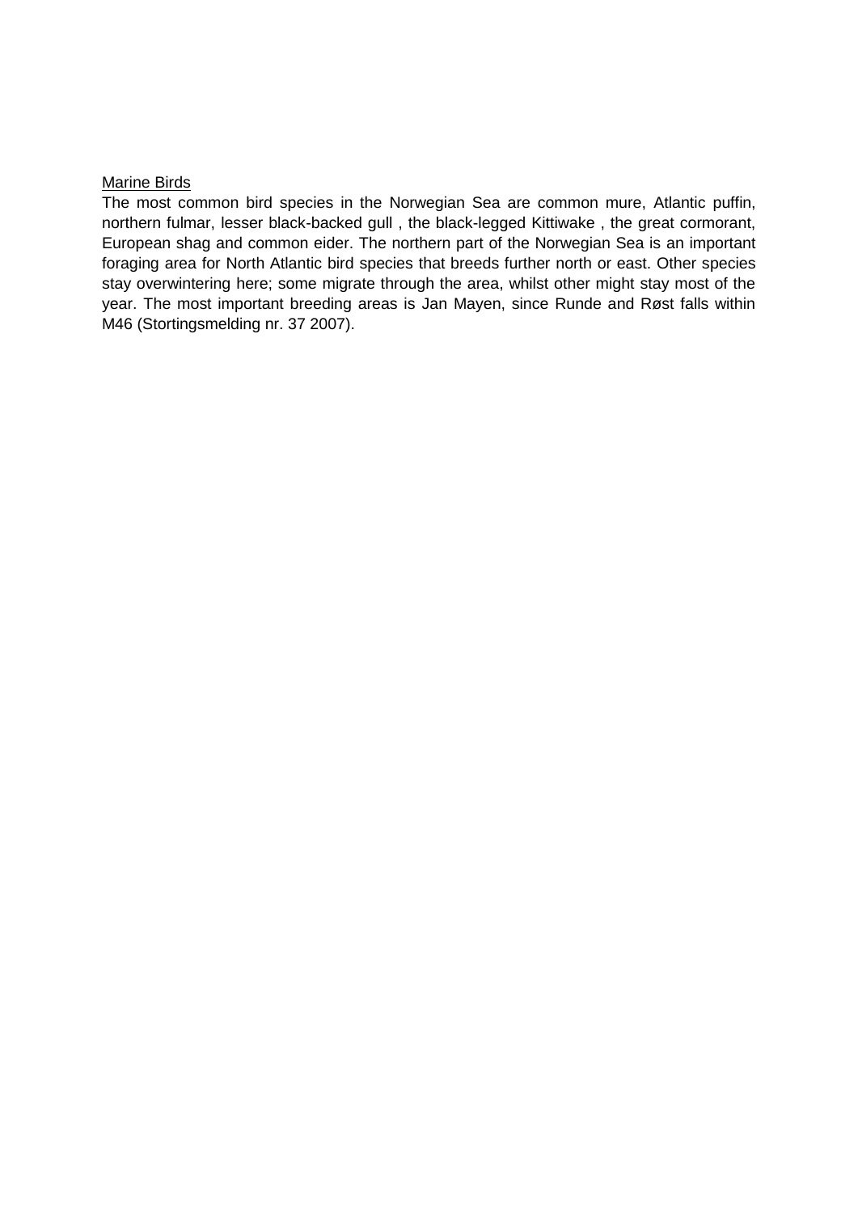Marine Birds

The most common bird species in the Norwegian Sea are common mure, Atlantic puffin, northern fulmar, lesser black-backed gull , the black-legged Kittiwake , the great cormorant, European shag and common eider. The northern part of the Norwegian Sea is an important foraging area for North Atlantic bird species that breeds further north or east. Other species stay overwintering here; some migrate through the area, whilst other might stay most of the year. The most important breeding areas is Jan Mayen, since Runde and Røst falls within M46 (Stortingsmelding nr. 37 2007).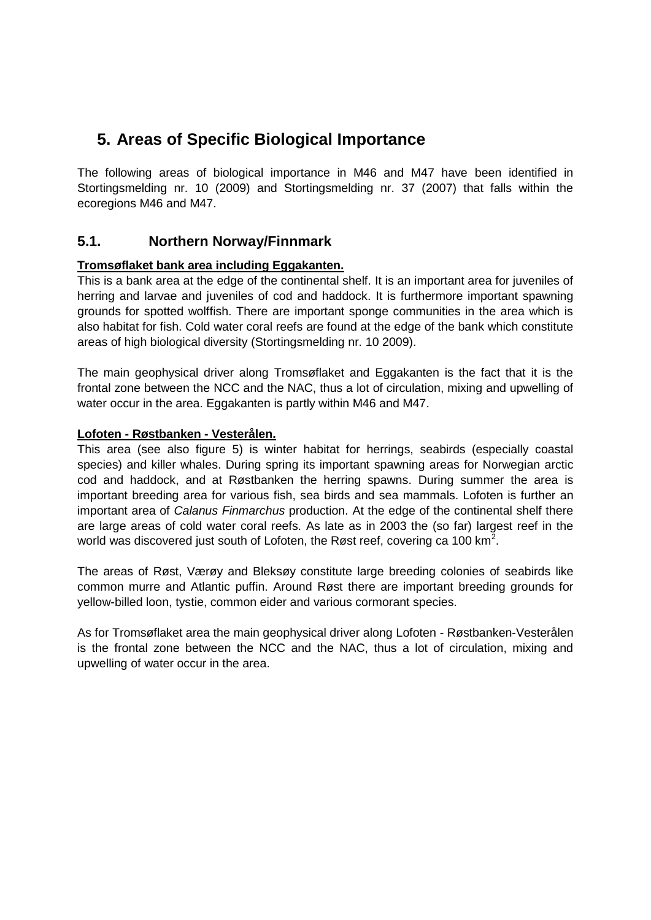# 5. Areas of Specific Biological Importance

The following areas of biological importance in M46 and M47 have been identified in Stortingsmelding nr. 10 (2009) and Stortingsmelding nr. 37 (2007) that falls within the ecoregions M46 and M47.

## 5.1. Northern Norway/Finnmark

**Tromsøflaket bank area including Eggakanten.**

This is a bank area at the edge of the continental shelf. It is an important area for juveniles of herring and larvae and juveniles of cod and haddock. It is furthermore important spawning grounds for spotted wolffish. There are important sponge communities in the area which is also habitat for fish. Cold water coral reefs are found at the edge of the bank which constitute areas of high biological diversity (Stortingsmelding nr. 10 2009).

The main geophysical driver along Tromsøflaket and Eggakanten is the fact that it is the frontal zone between the NCC and the NAC, thus a lot of circulation, mixing and upwelling of water occur in the area. Eggakanten is partly within M46 and M47.

**Lofoten - Røstbanken - Vesterålen.**

This area (see also figure 5) is winter habitat for herrings, seabirds (especially coastal species) and killer whales. During spring its important spawning areas for Norwegian arctic cod and haddock, and at Røstbanken the herring spawns. During summer the area is important breeding area for various fish, sea birds and sea mammals. Lofoten is further an important area of *Calanus Finmarchus* production. At the edge of the continental shelf there are large areas of cold water coral reefs. As late as in 2003 the (so far) largest reef in the world was discovered just south of Lofoten, the Røst reef, covering ca 100 km$^2$.

The areas of Røst, Værøy and Bleksøy constitute large breeding colonies of seabirds like common murre and Atlantic puffin. Around Røst there are important breeding grounds for yellow-billed loon, tystie, common eider and various cormorant species.

As for Tromsøflaket area the main geophysical driver along Lofoten - Røstbanken-Vesterålen is the frontal zone between the NCC and the NAC, thus a lot of circulation, mixing and upwelling of water occur in the area.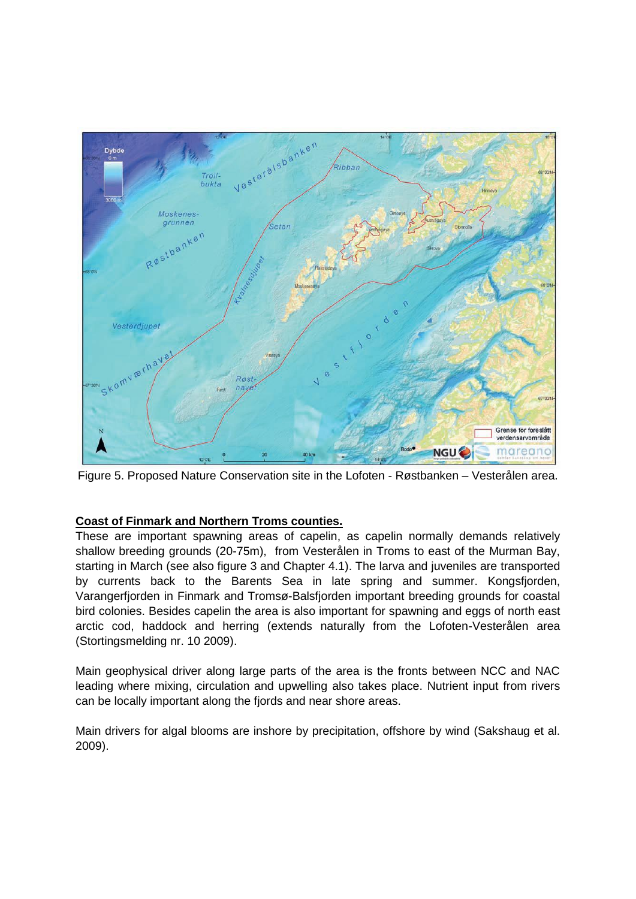Dybde

0 m

3000 m

Troll-
bukta

Vesterålsbanken

Ribban

Moskenes-
grunnen

Setan

Røstbanken

Kvalnesdjupet

Vesterdjupet

Skomværhavet

Røst-
havet

Vestfjorden

Grense for foreslått verdensarvområde

NGU

mareano

0 20 40 km

Figure 5. Proposed Nature Conservation site in the Lofoten - Røstbanken – Vesterålen area.

**Coast of Finmark and Northern Troms counties.**

These are important spawning areas of capelin, as capelin normally demands relatively shallow breeding grounds (20-75m), from Vesterålen in Troms to east of the Murman Bay, starting in March (see also figure 3 and Chapter 4.1). The larva and juveniles are transported by currents back to the Barents Sea in late spring and summer. Kongsfjorden, Varangerfjorden in Finmark and Tromsø-Balsfjorden important breeding grounds for coastal bird colonies. Besides capelin the area is also important for spawning and eggs of north east arctic cod, haddock and herring (extends naturally from the Lofoten-Vesterålen area (Stortingsmelding nr. 10 2009).

Main geophysical driver along large parts of the area is the fronts between NCC and NAC leading where mixing, circulation and upwelling also takes place. Nutrient input from rivers can be locally important along the fjords and near shore areas.

Main drivers for algal blooms are inshore by precipitation, offshore by wind (Sakshaug et al. 2009).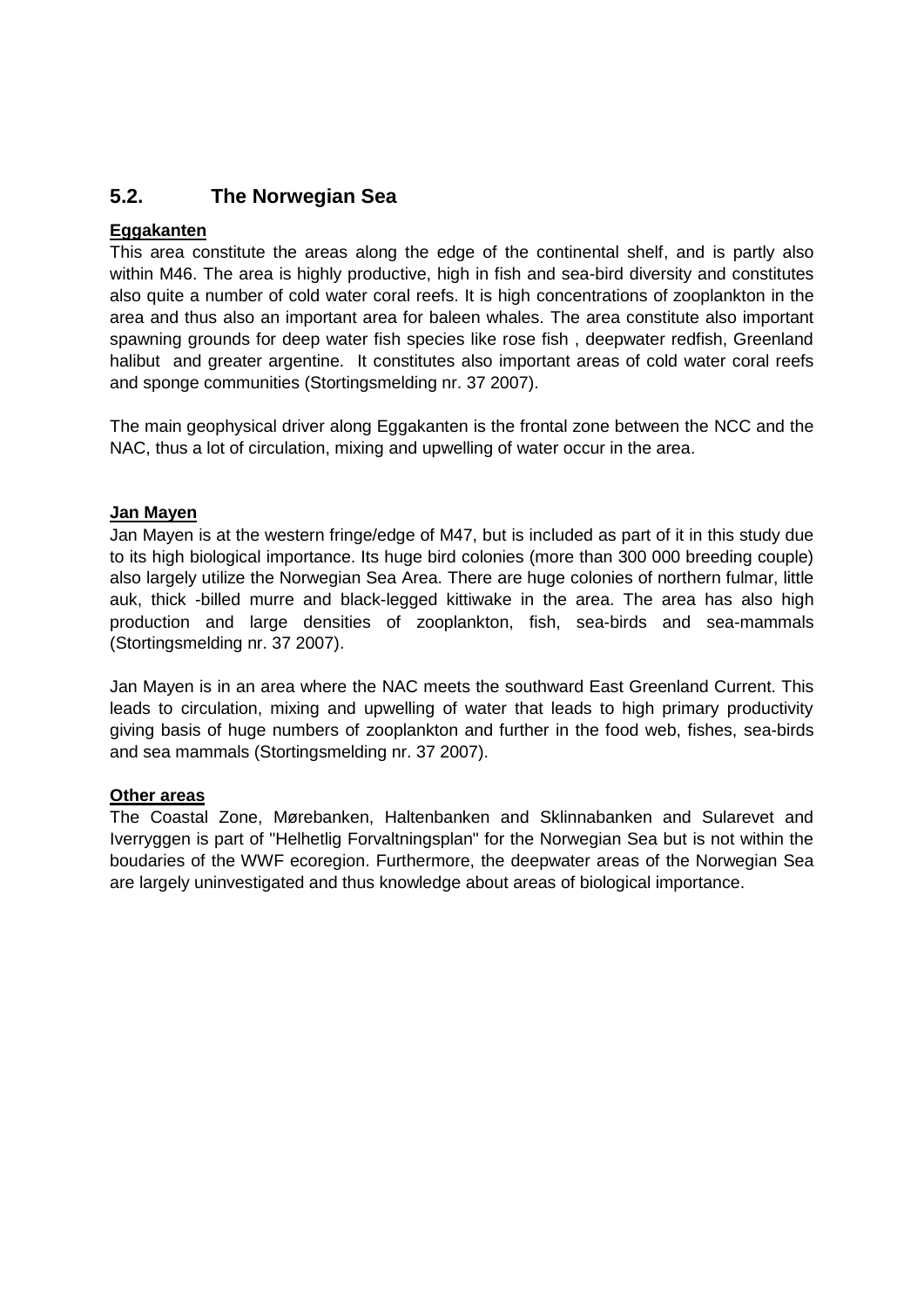## 5.2. The Norwegian Sea

**Eggakanten**

This area constitute the areas along the edge of the continental shelf, and is partly also within M46. The area is highly productive, high in fish and sea-bird diversity and constitutes also quite a number of cold water coral reefs. It is high concentrations of zooplankton in the area and thus also an important area for baleen whales. The area constitute also important spawning grounds for deep water fish species like rose fish , deepwater redfish, Greenland halibut and greater argentine. It constitutes also important areas of cold water coral reefs and sponge communities (Stortingsmelding nr. 37 2007).

The main geophysical driver along Eggakanten is the frontal zone between the NCC and the NAC, thus a lot of circulation, mixing and upwelling of water occur in the area.

**Jan Mayen**

Jan Mayen is at the western fringe/edge of M47, but is included as part of it in this study due to its high biological importance. Its huge bird colonies (more than 300 000 breeding couple) also largely utilize the Norwegian Sea Area. There are huge colonies of northern fulmar, little auk, thick -billed murre and black-legged kittiwake in the area. The area has also high production and large densities of zooplankton, fish, sea-birds and sea-mammals (Stortingsmelding nr. 37 2007).

Jan Mayen is in an area where the NAC meets the southward East Greenland Current. This leads to circulation, mixing and upwelling of water that leads to high primary productivity giving basis of huge numbers of zooplankton and further in the food web, fishes, sea-birds and sea mammals (Stortingsmelding nr. 37 2007).

**Other areas**

The Coastal Zone, Mørebanken, Haltenbanken and Sklinnabanken and Sularevet and Iverryggen is part of "Helhetlig Forvaltningsplan" for the Norwegian Sea but is not within the boudaries of the WWF ecoregion. Furthermore, the deepwater areas of the Norwegian Sea are largely uninvestigated and thus knowledge about areas of biological importance.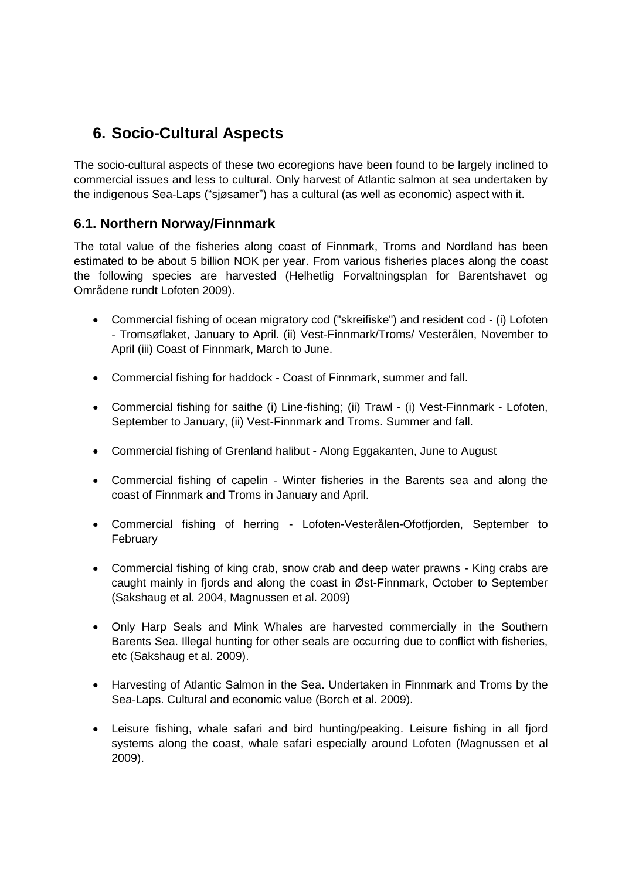# 6. Socio-Cultural Aspects

The socio-cultural aspects of these two ecoregions have been found to be largely inclined to commercial issues and less to cultural. Only harvest of Atlantic salmon at sea undertaken by the indigenous Sea-Laps ("sjøsamer") has a cultural (as well as economic) aspect with it.

## 6.1. Northern Norway/Finnmark

The total value of the fisheries along coast of Finnmark, Troms and Nordland has been estimated to be about 5 billion NOK per year. From various fisheries places along the coast the following species are harvested (Helhetlig Forvaltningsplan for Barentshavet og Områdene rundt Lofoten 2009).

- Commercial fishing of ocean migratory cod ("skreifiske") and resident cod - (i) Lofoten - Tromsøflaket, January to April. (ii) Vest-Finnmark/Troms/ Vesterålen, November to April (iii) Coast of Finnmark, March to June.
- Commercial fishing for haddock - Coast of Finnmark, summer and fall.
- Commercial fishing for saithe (i) Line-fishing; (ii) Trawl - (i) Vest-Finnmark - Lofoten, September to January, (ii) Vest-Finnmark and Troms. Summer and fall.
- Commercial fishing of Grenland halibut - Along Eggakanten, June to August
- Commercial fishing of capelin - Winter fisheries in the Barents sea and along the coast of Finnmark and Troms in January and April.
- Commercial fishing of herring - Lofoten-Vesterålen-Ofotfjorden, September to February
- Commercial fishing of king crab, snow crab and deep water prawns - King crabs are caught mainly in fjords and along the coast in Øst-Finnmark, October to September (Sakshaug et al. 2004, Magnussen et al. 2009)
- Only Harp Seals and Mink Whales are harvested commercially in the Southern Barents Sea. Illegal hunting for other seals are occurring due to conflict with fisheries, etc (Sakshaug et al. 2009).
- Harvesting of Atlantic Salmon in the Sea. Undertaken in Finnmark and Troms by the Sea-Laps. Cultural and economic value (Borch et al. 2009).
- Leisure fishing, whale safari and bird hunting/peaking. Leisure fishing in all fjord systems along the coast, whale safari especially around Lofoten (Magnussen et al 2009).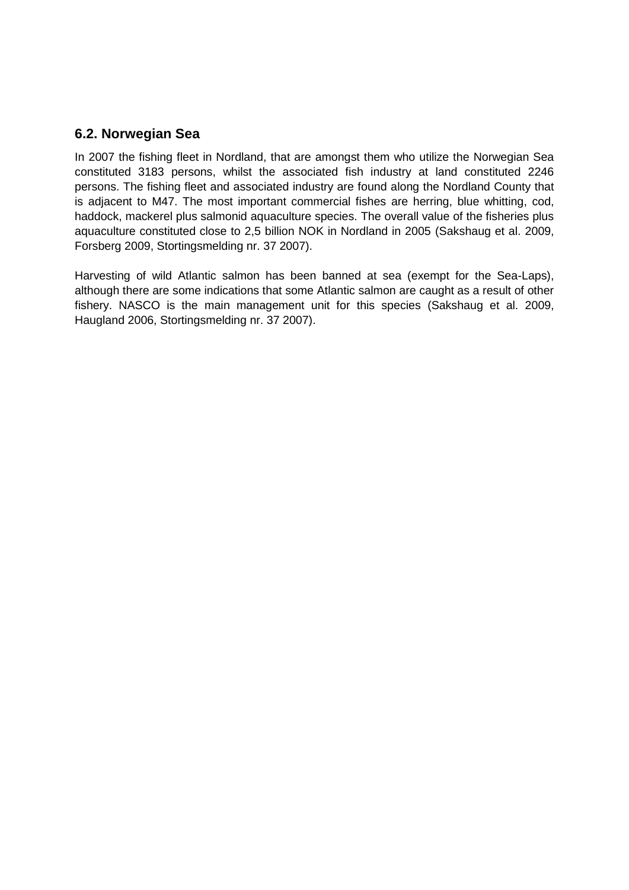### 6.2. Norwegian Sea

In 2007 the fishing fleet in Nordland, that are amongst them who utilize the Norwegian Sea constituted 3183 persons, whilst the associated fish industry at land constituted 2246 persons. The fishing fleet and associated industry are found along the Nordland County that is adjacent to M47. The most important commercial fishes are herring, blue whitting, cod, haddock, mackerel plus salmonid aquaculture species. The overall value of the fisheries plus aquaculture constituted close to 2,5 billion NOK in Nordland in 2005 (Sakshaug et al. 2009, Forsberg 2009, Stortingsmelding nr. 37 2007).

Harvesting of wild Atlantic salmon has been banned at sea (exempt for the Sea-Laps), although there are some indications that some Atlantic salmon are caught as a result of other fishery. NASCO is the main management unit for this species (Sakshaug et al. 2009, Haugland 2006, Stortingsmelding nr. 37 2007).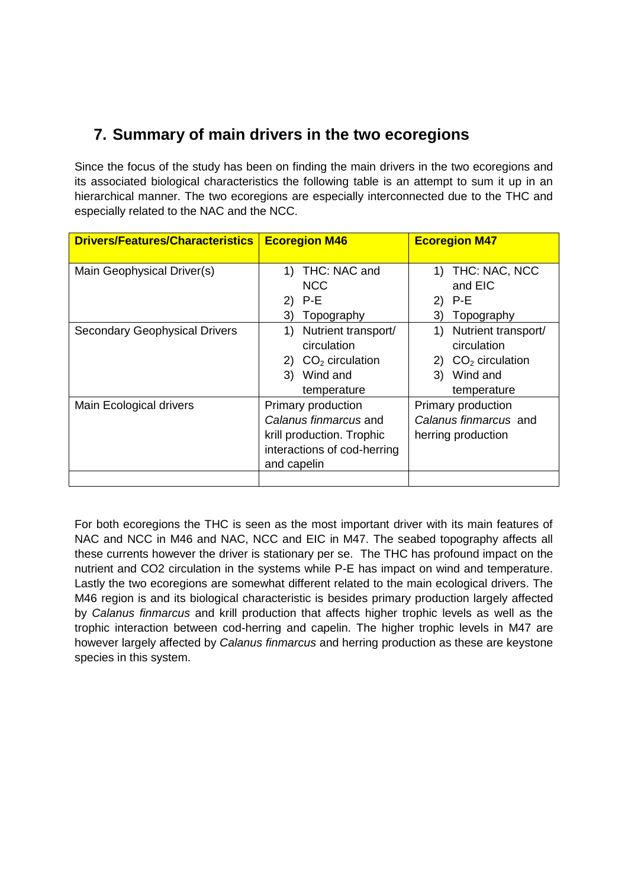## 7. Summary of main drivers in the two ecoregions

Since the focus of the study has been on finding the main drivers in the two ecoregions and its associated biological characteristics the following table is an attempt to sum it up in an hierarchical manner. The two ecoregions are especially interconnected due to the THC and especially related to the NAC and the NCC.

| **Drivers/Features/Characteristics** | **Ecoregion M46** | **Ecoregion M47** |
|---|---|---|
| Main Geophysical Driver(s) | 1) THC: NAC and NCC<br>2) P-E<br>3) Topography | 1) THC: NAC, NCC and EIC<br>2) P-E<br>3) Topography |
| Secondary Geophysical Drivers | 1) Nutrient transport/ circulation<br>2) $CO_2$ circulation<br>3) Wind and temperature | 1) Nutrient transport/ circulation<br>2) $CO_2$ circulation<br>3) Wind and temperature |
| Main Ecological drivers | Primary production *Calanus finmarcus* and krill production. Trophic interactions of cod-herring and capelin | Primary production *Calanus finmarcus* and herring production |
| | | |

For both ecoregions the THC is seen as the most important driver with its main features of NAC and NCC in M46 and NAC, NCC and EIC in M47. The seabed topography affects all these currents however the driver is stationary per se. The THC has profound impact on the nutrient and CO2 circulation in the systems while P-E has impact on wind and temperature. Lastly the two ecoregions are somewhat different related to the main ecological drivers. The M46 region is and its biological characteristic is besides primary production largely affected by *Calanus finmarcus* and krill production that affects higher trophic levels as well as the trophic interaction between cod-herring and capelin. The higher trophic levels in M47 are however largely affected by *Calanus finmarcus* and herring production as these are keystone species in this system.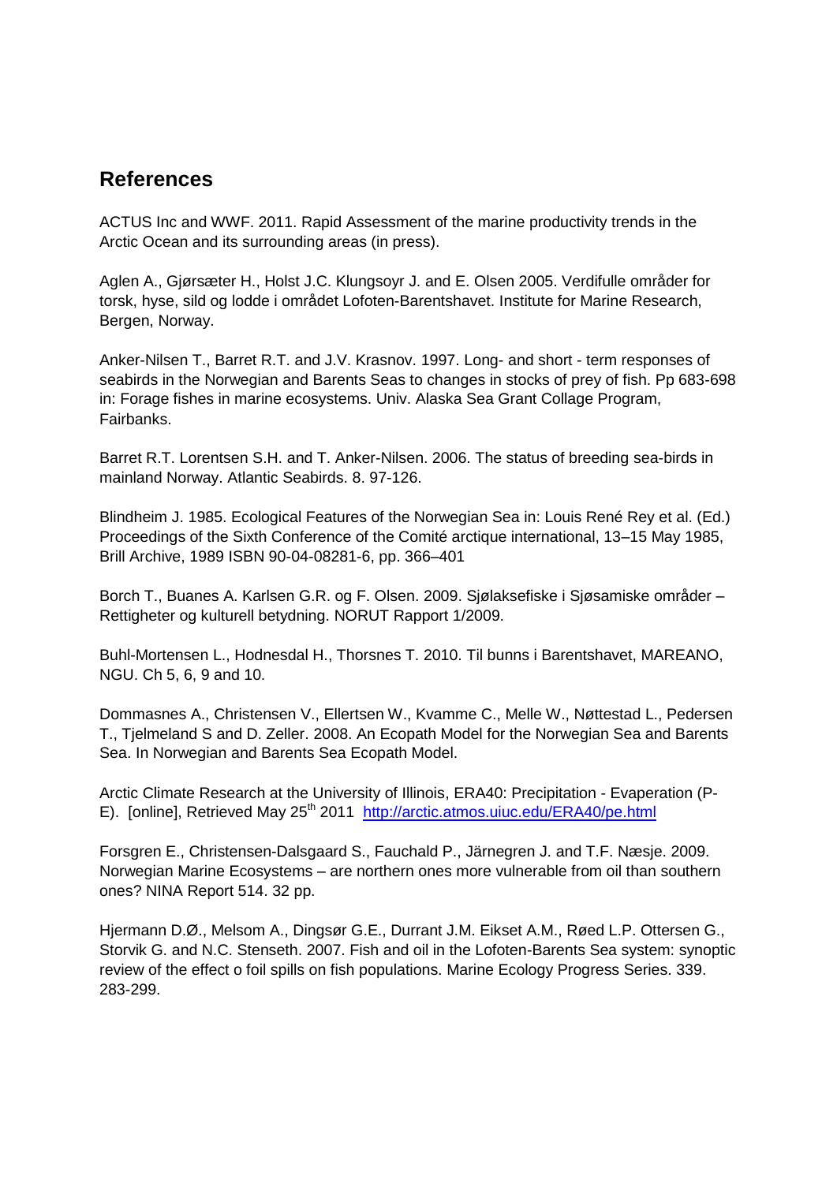## References

ACTUS Inc and WWF. 2011. Rapid Assessment of the marine productivity trends in the Arctic Ocean and its surrounding areas (in press).

Aglen A., Gjørsæter H., Holst J.C. Klungsoyr J. and E. Olsen 2005. Verdifulle områder for torsk, hyse, sild og lodde i området Lofoten-Barentshavet. Institute for Marine Research, Bergen, Norway.

Anker-Nilsen T., Barret R.T. and J.V. Krasnov. 1997. Long- and short - term responses of seabirds in the Norwegian and Barents Seas to changes in stocks of prey of fish. Pp 683-698 in: Forage fishes in marine ecosystems. Univ. Alaska Sea Grant Collage Program, Fairbanks.

Barret R.T. Lorentsen S.H. and T. Anker-Nilsen. 2006. The status of breeding sea-birds in mainland Norway. Atlantic Seabirds. 8. 97-126.

Blindheim J. 1985. Ecological Features of the Norwegian Sea in: Louis René Rey et al. (Ed.) Proceedings of the Sixth Conference of the Comité arctique international, 13–15 May 1985, Brill Archive, 1989 ISBN 90-04-08281-6, pp. 366–401

Borch T., Buanes A. Karlsen G.R. og F. Olsen. 2009. Sjølaksefiske i Sjøsamiske områder – Rettigheter og kulturell betydning. NORUT Rapport 1/2009.

Buhl-Mortensen L., Hodnesdal H., Thorsnes T. 2010. Til bunns i Barentshavet, MAREANO, NGU. Ch 5, 6, 9 and 10.

Dommasnes A., Christensen V., Ellertsen W., Kvamme C., Melle W., Nøttestad L., Pedersen T., Tjelmeland S and D. Zeller. 2008. An Ecopath Model for the Norwegian Sea and Barents Sea. In Norwegian and Barents Sea Ecopath Model.

Arctic Climate Research at the University of Illinois, ERA40: Precipitation - Evaperation (P-E). [online], Retrieved May 25th 2011 http://arctic.atmos.uiuc.edu/ERA40/pe.html

Forsgren E., Christensen-Dalsgaard S., Fauchald P., Järnegren J. and T.F. Næsje. 2009. Norwegian Marine Ecosystems – are northern ones more vulnerable from oil than southern ones? NINA Report 514. 32 pp.

Hjermann D.Ø., Melsom A., Dingsør G.E., Durrant J.M. Eikset A.M., Røed L.P. Ottersen G., Storvik G. and N.C. Stenseth. 2007. Fish and oil in the Lofoten-Barents Sea system: synoptic review of the effect o foil spills on fish populations. Marine Ecology Progress Series. 339. 283-299.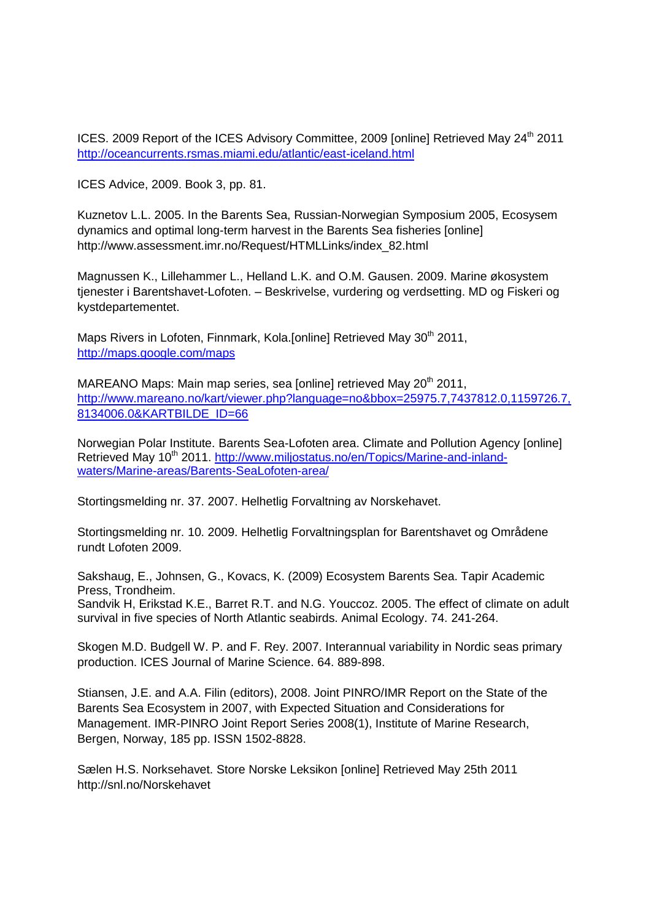ICES. 2009 Report of the ICES Advisory Committee, 2009 [online] Retrieved May 24th 2011 http://oceancurrents.rsmas.miami.edu/atlantic/east-iceland.html

ICES Advice, 2009. Book 3, pp. 81.

Kuznetov L.L. 2005. In the Barents Sea, Russian-Norwegian Symposium 2005, Ecosysem dynamics and optimal long-term harvest in the Barents Sea fisheries [online] http://www.assessment.imr.no/Request/HTMLLinks/index_82.html

Magnussen K., Lillehammer L., Helland L.K. and O.M. Gausen. 2009. Marine økosystem tjenester i Barentshavet-Lofoten. – Beskrivelse, vurdering og verdsetting. MD og Fiskeri og kystdepartementet.

Maps Rivers in Lofoten, Finnmark, Kola.[online] Retrieved May 30th 2011, http://maps.google.com/maps

MAREANO Maps: Main map series, sea [online] retrieved May 20th 2011, http://www.mareano.no/kart/viewer.php?language=no&bbox=25975.7,7437812.0,1159726.7,8134006.0&KARTBILDE_ID=66

Norwegian Polar Institute. Barents Sea-Lofoten area. Climate and Pollution Agency [online] Retrieved May 10th 2011. http://www.miljostatus.no/en/Topics/Marine-and-inland-waters/Marine-areas/Barents-SeaLofoten-area/

Stortingsmelding nr. 37. 2007. Helhetlig Forvaltning av Norskehavet.

Stortingsmelding nr. 10. 2009. Helhetlig Forvaltningsplan for Barentshavet og Områdene rundt Lofoten 2009.

Sakshaug, E., Johnsen, G., Kovacs, K. (2009) Ecosystem Barents Sea. Tapir Academic Press, Trondheim.
Sandvik H, Erikstad K.E., Barret R.T. and N.G. Youccoz. 2005. The effect of climate on adult survival in five species of North Atlantic seabirds. Animal Ecology. 74. 241-264.

Skogen M.D. Budgell W. P. and F. Rey. 2007. Interannual variability in Nordic seas primary production. ICES Journal of Marine Science. 64. 889-898.

Stiansen, J.E. and A.A. Filin (editors), 2008. Joint PINRO/IMR Report on the State of the Barents Sea Ecosystem in 2007, with Expected Situation and Considerations for Management. IMR-PINRO Joint Report Series 2008(1), Institute of Marine Research, Bergen, Norway, 185 pp. ISSN 1502-8828.

Sælen H.S. Norksehavet. Store Norske Leksikon [online] Retrieved May 25th 2011 http://snl.no/Norskehavet